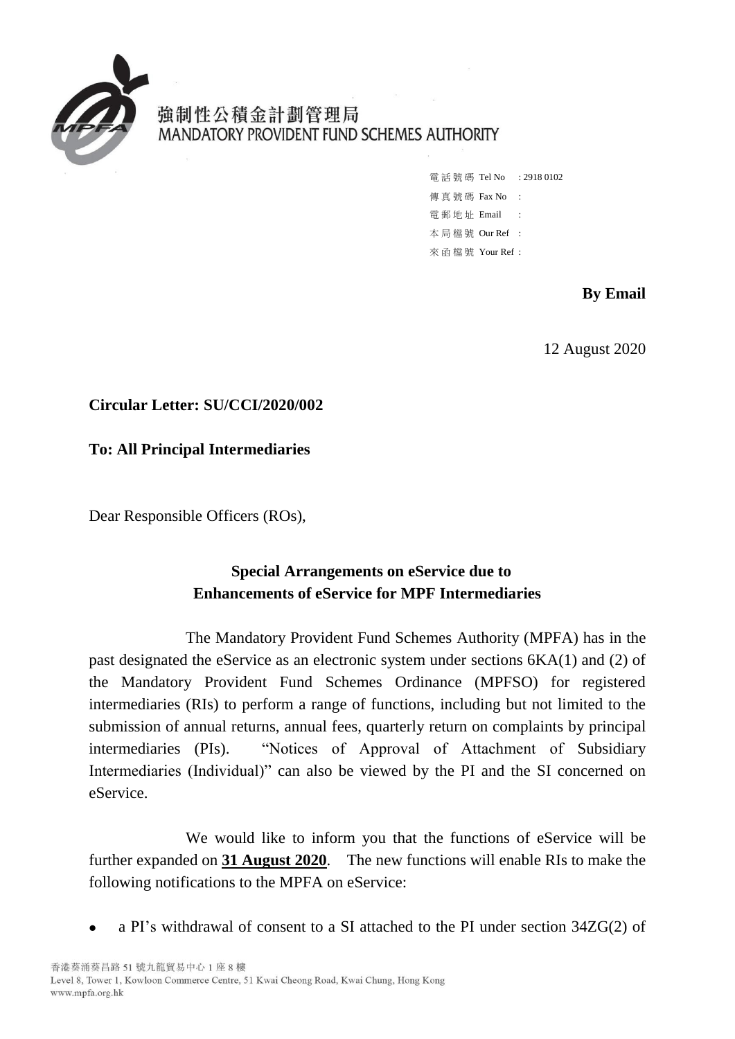強制性公積金計劃管理局
MANDATORY PROVIDENT FUND SCHEMES AUTHORITY

電話號碼 Tel No : 2918 0102
傳真號碼 Fax No :
電郵地址 Email :
本局檔號 Our Ref :
來函檔號 Your Ref :

**By Email**

12 August 2020

**Circular Letter: SU/CCI/2020/002**

**To: All Principal Intermediaries**

Dear Responsible Officers (ROs),

**Special Arrangements on eService due to Enhancements of eService for MPF Intermediaries**

The Mandatory Provident Fund Schemes Authority (MPFA) has in the past designated the eService as an electronic system under sections 6KA(1) and (2) of the Mandatory Provident Fund Schemes Ordinance (MPFSO) for registered intermediaries (RIs) to perform a range of functions, including but not limited to the submission of annual returns, annual fees, quarterly return on complaints by principal intermediaries (PIs). "Notices of Approval of Attachment of Subsidiary Intermediaries (Individual)" can also be viewed by the PI and the SI concerned on eService.

We would like to inform you that the functions of eService will be further expanded on **31 August 2020**. The new functions will enable RIs to make the following notifications to the MPFA on eService:

- a PI's withdrawal of consent to a SI attached to the PI under section 34ZG(2) of

香港葵涌葵昌路 51 號九龍貿易中心 1 座 8 樓
Level 8, Tower 1, Kowloon Commerce Centre, 51 Kwai Cheong Road, Kwai Chung, Hong Kong
www.mpfa.org.hk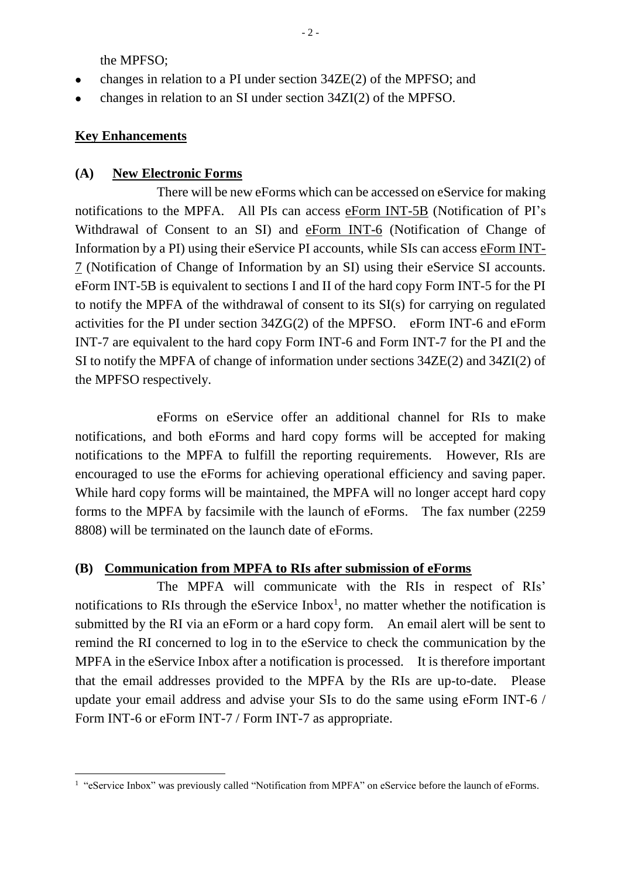the MPFSO;

- changes in relation to a PI under section 34ZE(2) of the MPFSO; and
- changes in relation to an SI under section 34ZI(2) of the MPFSO.

**Key Enhancements**

**(A) New Electronic Forms**

There will be new eForms which can be accessed on eService for making notifications to the MPFA. All PIs can access eForm INT-5B (Notification of PI's Withdrawal of Consent to an SI) and eForm INT-6 (Notification of Change of Information by a PI) using their eService PI accounts, while SIs can access eForm INT-7 (Notification of Change of Information by an SI) using their eService SI accounts. eForm INT-5B is equivalent to sections I and II of the hard copy Form INT-5 for the PI to notify the MPFA of the withdrawal of consent to its SI(s) for carrying on regulated activities for the PI under section 34ZG(2) of the MPFSO. eForm INT-6 and eForm INT-7 are equivalent to the hard copy Form INT-6 and Form INT-7 for the PI and the SI to notify the MPFA of change of information under sections 34ZE(2) and 34ZI(2) of the MPFSO respectively.

eForms on eService offer an additional channel for RIs to make notifications, and both eForms and hard copy forms will be accepted for making notifications to the MPFA to fulfill the reporting requirements. However, RIs are encouraged to use the eForms for achieving operational efficiency and saving paper. While hard copy forms will be maintained, the MPFA will no longer accept hard copy forms to the MPFA by facsimile with the launch of eForms. The fax number (2259 8808) will be terminated on the launch date of eForms.

**(B) Communication from MPFA to RIs after submission of eForms**

The MPFA will communicate with the RIs in respect of RIs' notifications to RIs through the eService Inbox[1], no matter whether the notification is submitted by the RI via an eForm or a hard copy form. An email alert will be sent to remind the RI concerned to log in to the eService to check the communication by the MPFA in the eService Inbox after a notification is processed. It is therefore important that the email addresses provided to the MPFA by the RIs are up-to-date. Please update your email address and advise your SIs to do the same using eForm INT-6 / Form INT-6 or eForm INT-7 / Form INT-7 as appropriate.

[1] "eService Inbox" was previously called "Notification from MPFA" on eService before the launch of eForms.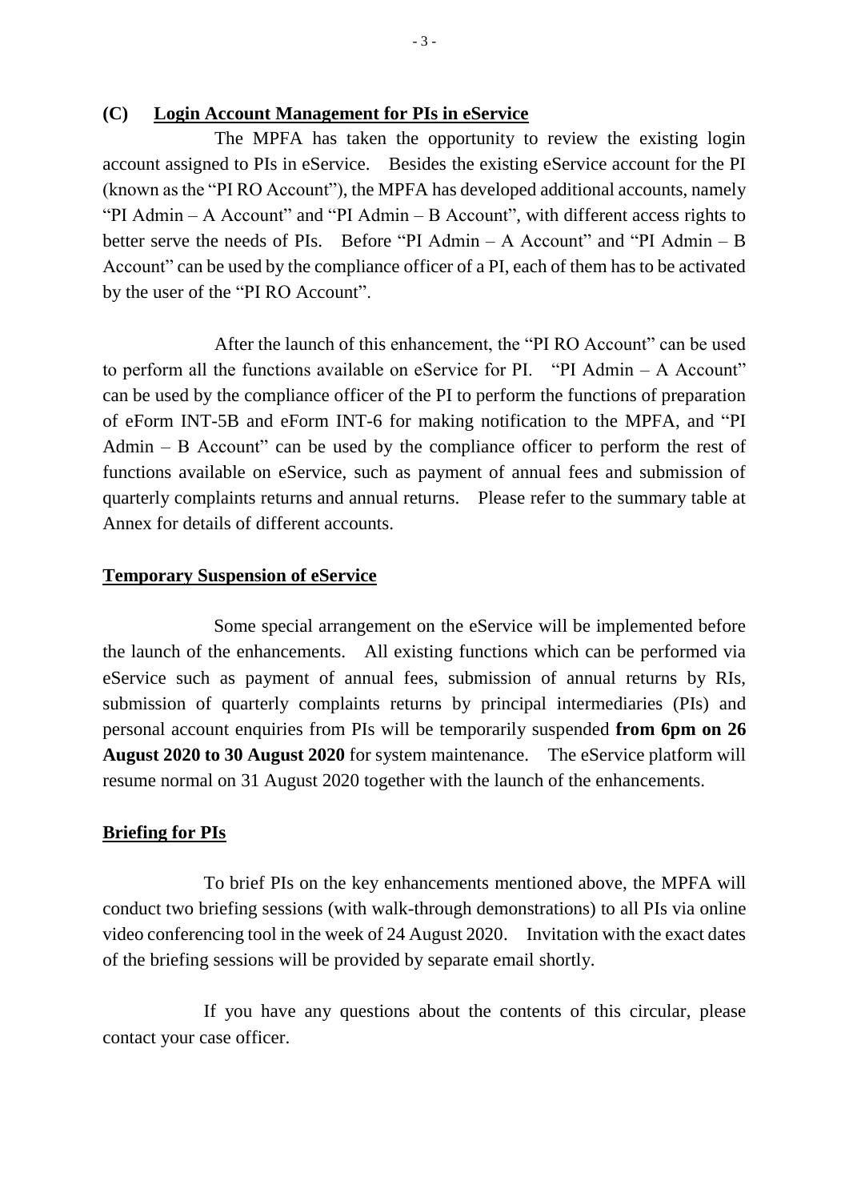## (C) Login Account Management for PIs in eService

The MPFA has taken the opportunity to review the existing login account assigned to PIs in eService. Besides the existing eService account for the PI (known as the "PI RO Account"), the MPFA has developed additional accounts, namely "PI Admin – A Account" and "PI Admin – B Account", with different access rights to better serve the needs of PIs. Before "PI Admin – A Account" and "PI Admin – B Account" can be used by the compliance officer of a PI, each of them has to be activated by the user of the "PI RO Account".

After the launch of this enhancement, the "PI RO Account" can be used to perform all the functions available on eService for PI. "PI Admin – A Account" can be used by the compliance officer of the PI to perform the functions of preparation of eForm INT-5B and eForm INT-6 for making notification to the MPFA, and "PI Admin – B Account" can be used by the compliance officer to perform the rest of functions available on eService, such as payment of annual fees and submission of quarterly complaints returns and annual returns. Please refer to the summary table at Annex for details of different accounts.

## Temporary Suspension of eService

Some special arrangement on the eService will be implemented before the launch of the enhancements. All existing functions which can be performed via eService such as payment of annual fees, submission of annual returns by RIs, submission of quarterly complaints returns by principal intermediaries (PIs) and personal account enquiries from PIs will be temporarily suspended **from 6pm on 26 August 2020 to 30 August 2020** for system maintenance. The eService platform will resume normal on 31 August 2020 together with the launch of the enhancements.

## Briefing for PIs

To brief PIs on the key enhancements mentioned above, the MPFA will conduct two briefing sessions (with walk-through demonstrations) to all PIs via online video conferencing tool in the week of 24 August 2020. Invitation with the exact dates of the briefing sessions will be provided by separate email shortly.

If you have any questions about the contents of this circular, please contact your case officer.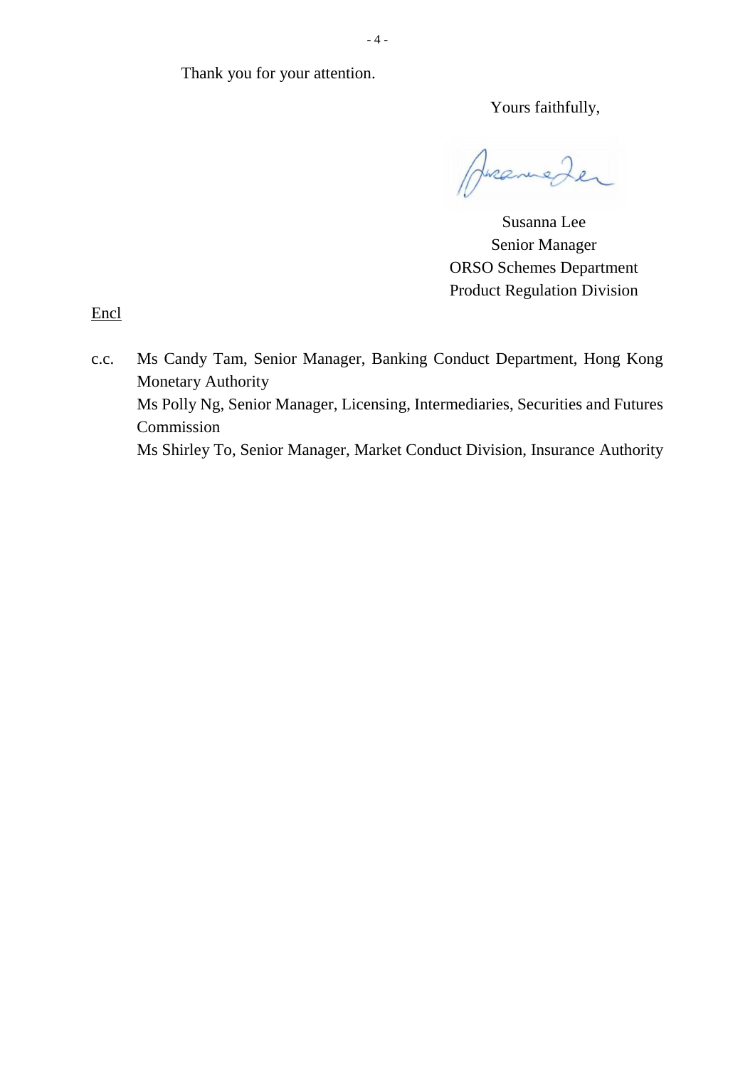Thank you for your attention.

Yours faithfully,

Susanna Lee
Senior Manager
ORSO Schemes Department
Product Regulation Division

Encl

c.c. Ms Candy Tam, Senior Manager, Banking Conduct Department, Hong Kong Monetary Authority
Ms Polly Ng, Senior Manager, Licensing, Intermediaries, Securities and Futures Commission
Ms Shirley To, Senior Manager, Market Conduct Division, Insurance Authority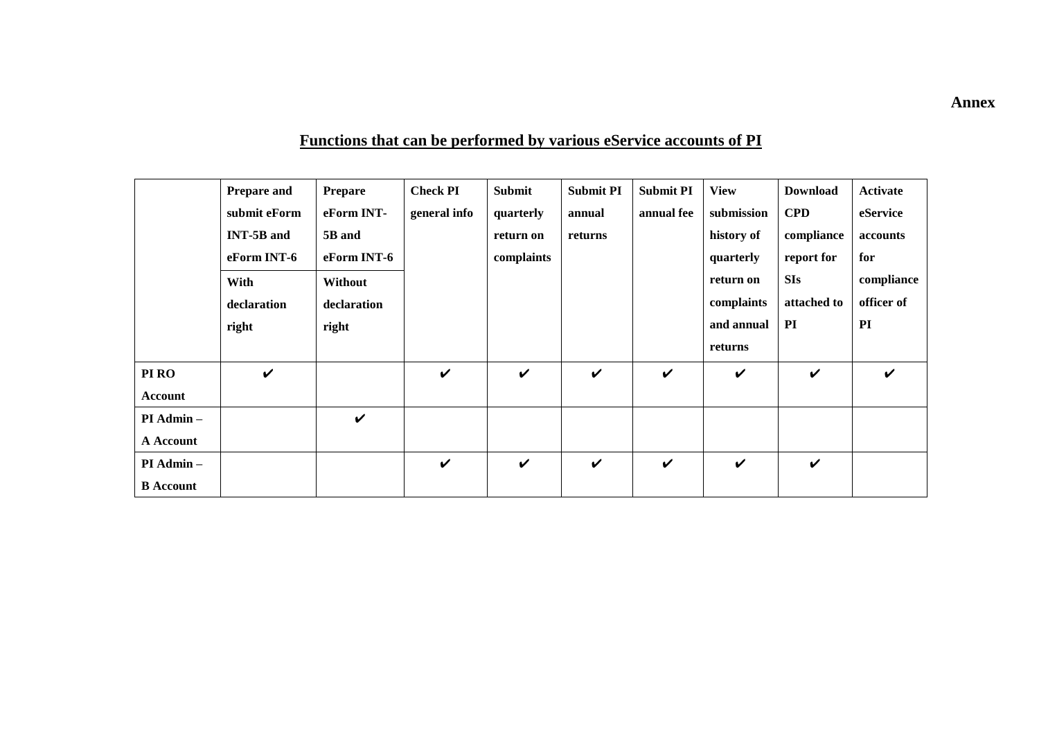**Annex**

## Functions that can be performed by various eService accounts of PI

| | Prepare and submit eForm INT-5B and eForm INT-6 | Prepare eForm INT-5B and eForm INT-6 | Check PI general info | Submit quarterly return on complaints | Submit PI annual returns | Submit PI annual fee | View submission history of quarterly return on complaints and annual returns | Download CPD compliance report for SIs attached to PI | Activate eService accounts for compliance officer of PI |
|---|---|---|---|---|---|---|---|---|---|
| | With declaration right | Without declaration right | | | | | | | |
| **PI RO Account** | ✔ | | ✔ | ✔ | ✔ | ✔ | ✔ | ✔ | ✔ |
| **PI Admin – A Account** | | ✔ | | | | | | | |
| **PI Admin – B Account** | | | ✔ | ✔ | ✔ | ✔ | ✔ | ✔ | |